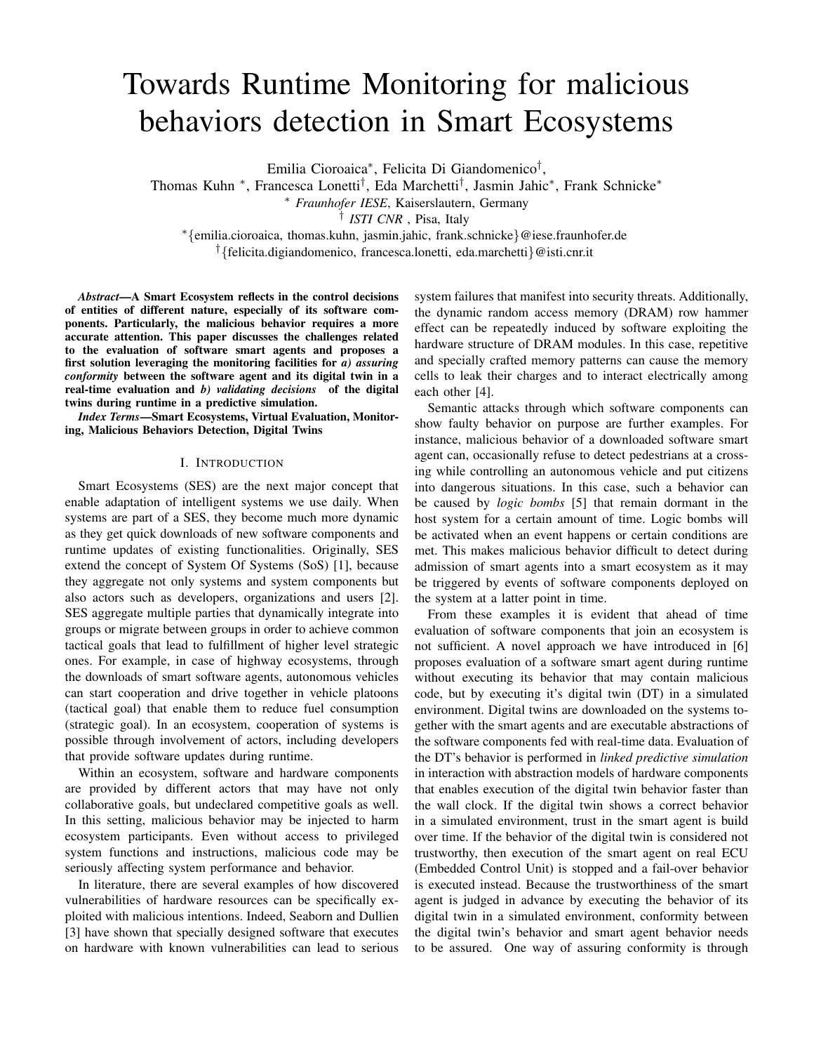# Towards Runtime Monitoring for malicious behaviors detection in Smart Ecosystems

Emilia Cioroaica*, Felicita Di Giandomenico†,
Thomas Kuhn *, Francesca Lonetti†, Eda Marchetti†, Jasmin Jahic*, Frank Schnicke*

* *Fraunhofer IESE*, Kaiserslautern, Germany

† *ISTI CNR* , Pisa, Italy

*{emilia.cioroaica, thomas.kuhn, jasmin.jahic, frank.schnicke}@iese.fraunhofer.de

†{felicita.digiandomenico, francesca.lonetti, eda.marchetti}@isti.cnr.it

***Abstract*—A Smart Ecosystem reflects in the control decisions of entities of different nature, especially of its software components. Particularly, the malicious behavior requires a more accurate attention. This paper discusses the challenges related to the evaluation of software smart agents and proposes a first solution leveraging the monitoring facilities for *a) assuring conformity* between the software agent and its digital twin in a real-time evaluation and *b) validating decisions* of the digital twins during runtime in a predictive simulation.**

***Index Terms*—Smart Ecosystems, Virtual Evaluation, Monitoring, Malicious Behaviors Detection, Digital Twins**

## I. Introduction

Smart Ecosystems (SES) are the next major concept that enable adaptation of intelligent systems we use daily. When systems are part of a SES, they become much more dynamic as they get quick downloads of new software components and runtime updates of existing functionalities. Originally, SES extend the concept of System Of Systems (SoS) [1], because they aggregate not only systems and system components but also actors such as developers, organizations and users [2]. SES aggregate multiple parties that dynamically integrate into groups or migrate between groups in order to achieve common tactical goals that lead to fulfillment of higher level strategic ones. For example, in case of highway ecosystems, through the downloads of smart software agents, autonomous vehicles can start cooperation and drive together in vehicle platoons (tactical goal) that enable them to reduce fuel consumption (strategic goal). In an ecosystem, cooperation of systems is possible through involvement of actors, including developers that provide software updates during runtime.

Within an ecosystem, software and hardware components are provided by different actors that may have not only collaborative goals, but undeclared competitive goals as well. In this setting, malicious behavior may be injected to harm ecosystem participants. Even without access to privileged system functions and instructions, malicious code may be seriously affecting system performance and behavior.

In literature, there are several examples of how discovered vulnerabilities of hardware resources can be specifically exploited with malicious intentions. Indeed, Seaborn and Dullien [3] have shown that specially designed software that executes on hardware with known vulnerabilities can lead to serious system failures that manifest into security threats. Additionally, the dynamic random access memory (DRAM) row hammer effect can be repeatedly induced by software exploiting the hardware structure of DRAM modules. In this case, repetitive and specially crafted memory patterns can cause the memory cells to leak their charges and to interact electrically among each other [4].

Semantic attacks through which software components can show faulty behavior on purpose are further examples. For instance, malicious behavior of a downloaded software smart agent can, occasionally refuse to detect pedestrians at a crossing while controlling an autonomous vehicle and put citizens into dangerous situations. In this case, such a behavior can be caused by *logic bombs* [5] that remain dormant in the host system for a certain amount of time. Logic bombs will be activated when an event happens or certain conditions are met. This makes malicious behavior difficult to detect during admission of smart agents into a smart ecosystem as it may be triggered by events of software components deployed on the system at a latter point in time.

From these examples it is evident that ahead of time evaluation of software components that join an ecosystem is not sufficient. A novel approach we have introduced in [6] proposes evaluation of a software smart agent during runtime without executing its behavior that may contain malicious code, but by executing it's digital twin (DT) in a simulated environment. Digital twins are downloaded on the systems together with the smart agents and are executable abstractions of the software components fed with real-time data. Evaluation of the DT's behavior is performed in *linked predictive simulation* in interaction with abstraction models of hardware components that enables execution of the digital twin behavior faster than the wall clock. If the digital twin shows a correct behavior in a simulated environment, trust in the smart agent is build over time. If the behavior of the digital twin is considered not trustworthy, then execution of the smart agent on real ECU (Embedded Control Unit) is stopped and a fail-over behavior is executed instead. Because the trustworthiness of the smart agent is judged in advance by executing the behavior of its digital twin in a simulated environment, conformity between the digital twin's behavior and smart agent behavior needs to be assured. One way of assuring conformity is through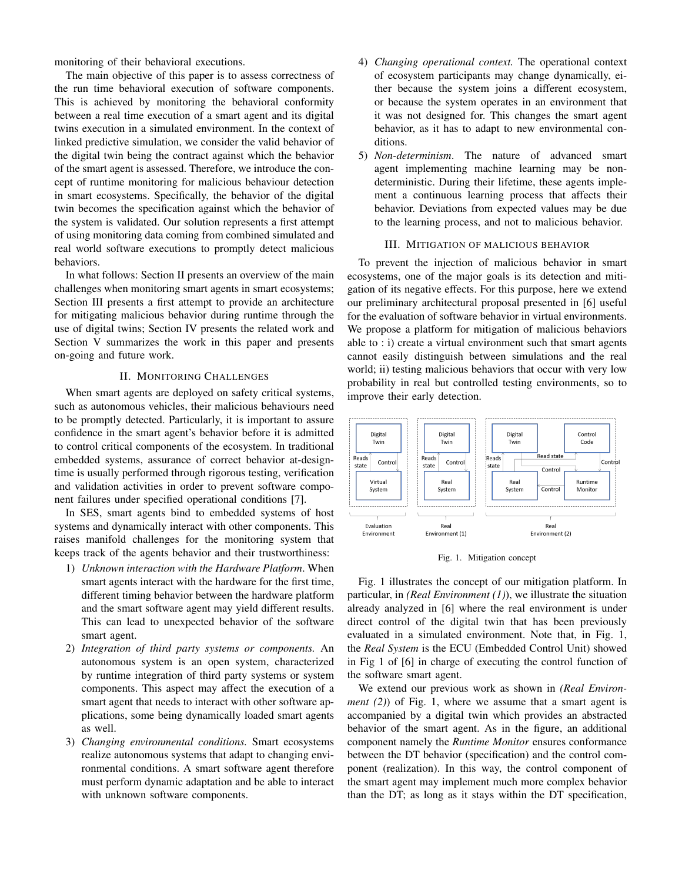monitoring of their behavioral executions.

The main objective of this paper is to assess correctness of the run time behavioral execution of software components. This is achieved by monitoring the behavioral conformity between a real time execution of a smart agent and its digital twins execution in a simulated environment. In the context of linked predictive simulation, we consider the valid behavior of the digital twin being the contract against which the behavior of the smart agent is assessed. Therefore, we introduce the concept of runtime monitoring for malicious behaviour detection in smart ecosystems. Specifically, the behavior of the digital twin becomes the specification against which the behavior of the system is validated. Our solution represents a first attempt of using monitoring data coming from combined simulated and real world software executions to promptly detect malicious behaviors.

In what follows: Section II presents an overview of the main challenges when monitoring smart agents in smart ecosystems; Section III presents a first attempt to provide an architecture for mitigating malicious behavior during runtime through the use of digital twins; Section IV presents the related work and Section V summarizes the work in this paper and presents on-going and future work.

## II. Monitoring Challenges

When smart agents are deployed on safety critical systems, such as autonomous vehicles, their malicious behaviours need to be promptly detected. Particularly, it is important to assure confidence in the smart agent's behavior before it is admitted to control critical components of the ecosystem. In traditional embedded systems, assurance of correct behavior at-design-time is usually performed through rigorous testing, verification and validation activities in order to prevent software component failures under specified operational conditions [7].

In SES, smart agents bind to embedded systems of host systems and dynamically interact with other components. This raises manifold challenges for the monitoring system that keeps track of the agents behavior and their trustworthiness:

1) *Unknown interaction with the Hardware Platform*. When smart agents interact with the hardware for the first time, different timing behavior between the hardware platform and the smart software agent may yield different results. This can lead to unexpected behavior of the software smart agent.
2) *Integration of third party systems or components.* An autonomous system is an open system, characterized by runtime integration of third party systems or system components. This aspect may affect the execution of a smart agent that needs to interact with other software applications, some being dynamically loaded smart agents as well.
3) *Changing environmental conditions.* Smart ecosystems realize autonomous systems that adapt to changing environmental conditions. A smart software agent therefore must perform dynamic adaptation and be able to interact with unknown software components.
4) *Changing operational context.* The operational context of ecosystem participants may change dynamically, either because the system joins a different ecosystem, or because the system operates in an environment that it was not designed for. This changes the smart agent behavior, as it has to adapt to new environmental conditions.
5) *Non-determinism*. The nature of advanced smart agent implementing machine learning may be non-deterministic. During their lifetime, these agents implement a continuous learning process that affects their behavior. Deviations from expected values may be due to the learning process, and not to malicious behavior.

## III. Mitigation of Malicious Behavior

To prevent the injection of malicious behavior in smart ecosystems, one of the major goals is its detection and mitigation of its negative effects. For this purpose, here we extend our preliminary architectural proposal presented in [6] useful for the evaluation of software behavior in virtual environments. We propose a platform for mitigation of malicious behaviors able to : i) create a virtual environment such that smart agents cannot easily distinguish between simulations and the real world; ii) testing malicious behaviors that occur with very low probability in real but controlled testing environments, so to improve their early detection.

Digital Twin
Reads state
Control
Virtual System
Evaluation Environment

Digital Twin
Reads state
Control
Real System
Real Environment (1)

Digital Twin
Control Code
Read state
Reads state
Control
Control
Real System
Control
Runtime Monitor
Real Environment (2)

Fig. 1. Mitigation concept

Fig. 1 illustrates the concept of our mitigation platform. In particular, in *(Real Environment (1))*, we illustrate the situation already analyzed in [6] where the real environment is under direct control of the digital twin that has been previously evaluated in a simulated environment. Note that, in Fig. 1, the *Real System* is the ECU (Embedded Control Unit) showed in Fig 1 of [6] in charge of executing the control function of the software smart agent.

We extend our previous work as shown in *(Real Environment (2))* of Fig. 1, where we assume that a smart agent is accompanied by a digital twin which provides an abstracted behavior of the smart agent. As in the figure, an additional component namely the *Runtime Monitor* ensures conformance between the DT behavior (specification) and the control component (realization). In this way, the control component of the smart agent may implement much more complex behavior than the DT; as long as it stays within the DT specification,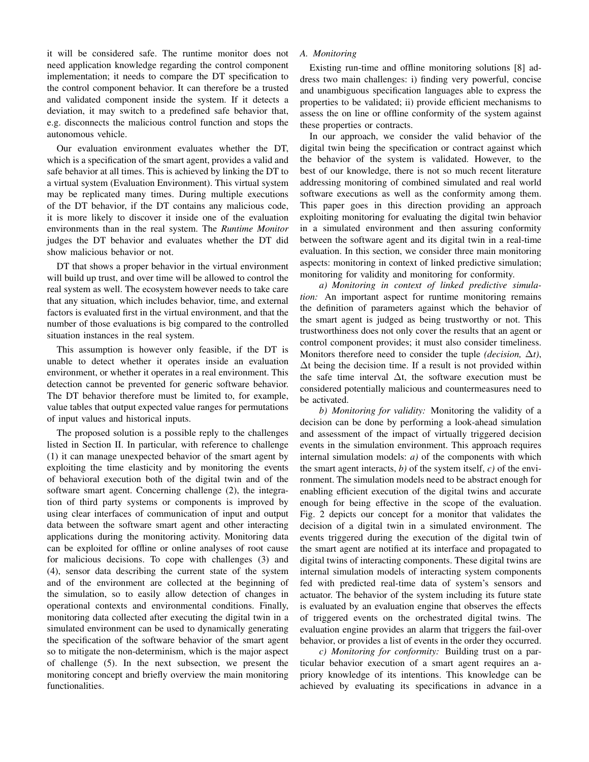it will be considered safe. The runtime monitor does not need application knowledge regarding the control component implementation; it needs to compare the DT specification to the control component behavior. It can therefore be a trusted and validated component inside the system. If it detects a deviation, it may switch to a predefined safe behavior that, e.g. disconnects the malicious control function and stops the autonomous vehicle.

Our evaluation environment evaluates whether the DT, which is a specification of the smart agent, provides a valid and safe behavior at all times. This is achieved by linking the DT to a virtual system (Evaluation Environment). This virtual system may be replicated many times. During multiple executions of the DT behavior, if the DT contains any malicious code, it is more likely to discover it inside one of the evaluation environments than in the real system. The *Runtime Monitor* judges the DT behavior and evaluates whether the DT did show malicious behavior or not.

DT that shows a proper behavior in the virtual environment will build up trust, and over time will be allowed to control the real system as well. The ecosystem however needs to take care that any situation, which includes behavior, time, and external factors is evaluated first in the virtual environment, and that the number of those evaluations is big compared to the controlled situation instances in the real system.

This assumption is however only feasible, if the DT is unable to detect whether it operates inside an evaluation environment, or whether it operates in a real environment. This detection cannot be prevented for generic software behavior. The DT behavior therefore must be limited to, for example, value tables that output expected value ranges for permutations of input values and historical inputs.

The proposed solution is a possible reply to the challenges listed in Section II. In particular, with reference to challenge (1) it can manage unexpected behavior of the smart agent by exploiting the time elasticity and by monitoring the events of behavioral execution both of the digital twin and of the software smart agent. Concerning challenge (2), the integration of third party systems or components is improved by using clear interfaces of communication of input and output data between the software smart agent and other interacting applications during the monitoring activity. Monitoring data can be exploited for offline or online analyses of root cause for malicious decisions. To cope with challenges (3) and (4), sensor data describing the current state of the system and of the environment are collected at the beginning of the simulation, so to easily allow detection of changes in operational contexts and environmental conditions. Finally, monitoring data collected after executing the digital twin in a simulated environment can be used to dynamically generating the specification of the software behavior of the smart agent so to mitigate the non-determinism, which is the major aspect of challenge (5). In the next subsection, we present the monitoring concept and briefly overview the main monitoring functionalities.

### *A. Monitoring*

Existing run-time and offline monitoring solutions [8] address two main challenges: i) finding very powerful, concise and unambiguous specification languages able to express the properties to be validated; ii) provide efficient mechanisms to assess the on line or offline conformity of the system against these properties or contracts.

In our approach, we consider the valid behavior of the digital twin being the specification or contract against which the behavior of the system is validated. However, to the best of our knowledge, there is not so much recent literature addressing monitoring of combined simulated and real world software executions as well as the conformity among them. This paper goes in this direction providing an approach exploiting monitoring for evaluating the digital twin behavior in a simulated environment and then assuring conformity between the software agent and its digital twin in a real-time evaluation. In this section, we consider three main monitoring aspects: monitoring in context of linked predictive simulation; monitoring for validity and monitoring for conformity.

*a) Monitoring in context of linked predictive simulation:* An important aspect for runtime monitoring remains the definition of parameters against which the behavior of the smart agent is judged as being trustworthy or not. This trustworthiness does not only cover the results that an agent or control component provides; it must also consider timeliness. Monitors therefore need to consider the tuple *(decision, $\Delta t$)*, $\Delta$t being the decision time. If a result is not provided within the safe time interval $\Delta$t, the software execution must be considered potentially malicious and countermeasures need to be activated.

*b) Monitoring for validity:* Monitoring the validity of a decision can be done by performing a look-ahead simulation and assessment of the impact of virtually triggered decision events in the simulation environment. This approach requires internal simulation models: *a)* of the components with which the smart agent interacts, *b)* of the system itself, *c)* of the environment. The simulation models need to be abstract enough for enabling efficient execution of the digital twins and accurate enough for being effective in the scope of the evaluation. Fig. 2 depicts our concept for a monitor that validates the decision of a digital twin in a simulated environment. The events triggered during the execution of the digital twin of the smart agent are notified at its interface and propagated to digital twins of interacting components. These digital twins are internal simulation models of interacting system components fed with predicted real-time data of system's sensors and actuator. The behavior of the system including its future state is evaluated by an evaluation engine that observes the effects of triggered events on the orchestrated digital twins. The evaluation engine provides an alarm that triggers the fail-over behavior, or provides a list of events in the order they occurred.

*c) Monitoring for conformity:* Building trust on a particular behavior execution of a smart agent requires an a-priory knowledge of its intentions. This knowledge can be achieved by evaluating its specifications in advance in a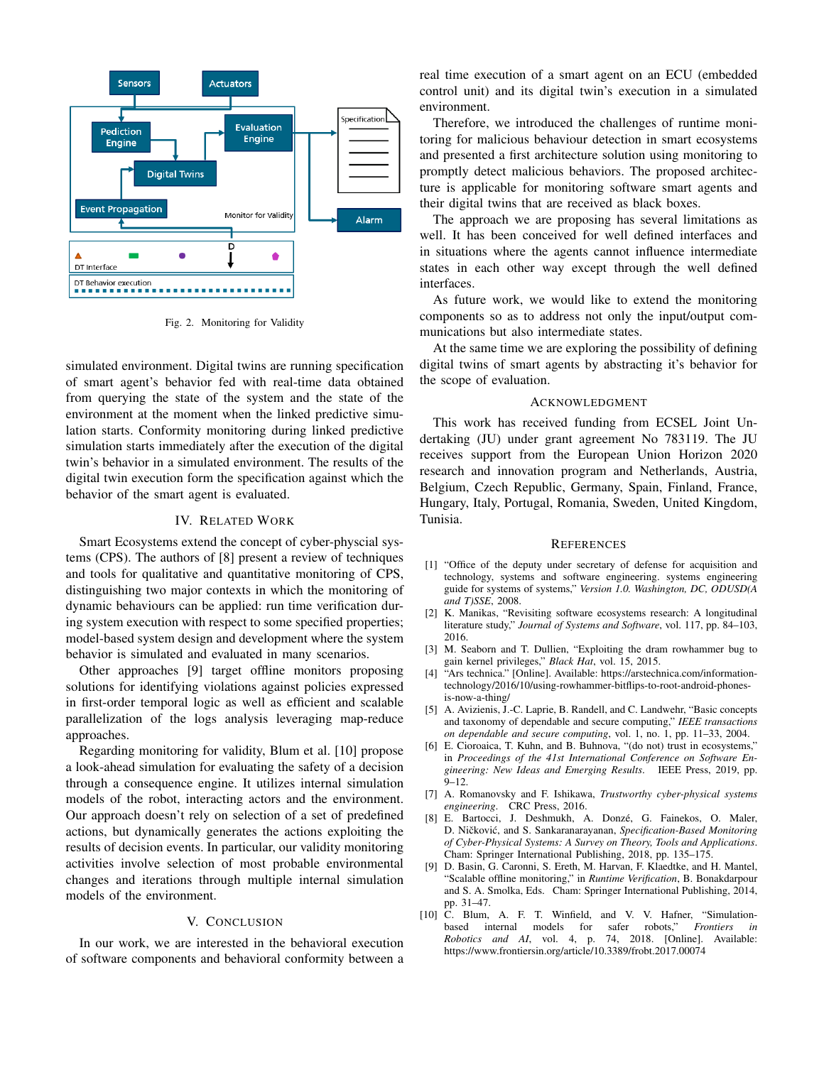Sensors

Actuators

Pediction Engine

Evaluation Engine

Digital Twins

Event Propagation

Monitor for Validity

Specification

Alarm

D

DT Interface

DT Behavior execution

Fig. 2. Monitoring for Validity

simulated environment. Digital twins are running specification of smart agent's behavior fed with real-time data obtained from querying the state of the system and the state of the environment at the moment when the linked predictive simulation starts. Conformity monitoring during linked predictive simulation starts immediately after the execution of the digital twin's behavior in a simulated environment. The results of the digital twin execution form the specification against which the behavior of the smart agent is evaluated.

## IV. Related Work

Smart Ecosystems extend the concept of cyber-physcial systems (CPS). The authors of [8] present a review of techniques and tools for qualitative and quantitative monitoring of CPS, distinguishing two major contexts in which the monitoring of dynamic behaviours can be applied: run time verification during system execution with respect to some specified properties; model-based system design and development where the system behavior is simulated and evaluated in many scenarios.

Other approaches [9] target offline monitors proposing solutions for identifying violations against policies expressed in first-order temporal logic as well as efficient and scalable parallelization of the logs analysis leveraging map-reduce approaches.

Regarding monitoring for validity, Blum et al. [10] propose a look-ahead simulation for evaluating the safety of a decision through a consequence engine. It utilizes internal simulation models of the robot, interacting actors and the environment. Our approach doesn't rely on selection of a set of predefined actions, but dynamically generates the actions exploiting the results of decision events. In particular, our validity monitoring activities involve selection of most probable environmental changes and iterations through multiple internal simulation models of the environment.

## V. Conclusion

In our work, we are interested in the behavioral execution of software components and behavioral conformity between a real time execution of a smart agent on an ECU (embedded control unit) and its digital twin's execution in a simulated environment.

Therefore, we introduced the challenges of runtime monitoring for malicious behaviour detection in smart ecosystems and presented a first architecture solution using monitoring to promptly detect malicious behaviors. The proposed architecture is applicable for monitoring software smart agents and their digital twins that are received as black boxes.

The approach we are proposing has several limitations as well. It has been conceived for well defined interfaces and in situations where the agents cannot influence intermediate states in each other way except through the well defined interfaces.

As future work, we would like to extend the monitoring components so as to address not only the input/output communications but also intermediate states.

At the same time we are exploring the possibility of defining digital twins of smart agents by abstracting it's behavior for the scope of evaluation.

## Acknowledgment

This work has received funding from ECSEL Joint Undertaking (JU) under grant agreement No 783119. The JU receives support from the European Union Horizon 2020 research and innovation program and Netherlands, Austria, Belgium, Czech Republic, Germany, Spain, Finland, France, Hungary, Italy, Portugal, Romania, Sweden, United Kingdom, Tunisia.

## References

[1] "Office of the deputy under secretary of defense for acquisition and technology, systems and software engineering. systems engineering guide for systems of systems," *Version 1.0. Washington, DC, ODUSD(A and T)SSE*, 2008.

[2] K. Manikas, "Revisiting software ecosystems research: A longitudinal literature study," *Journal of Systems and Software*, vol. 117, pp. 84–103, 2016.

[3] M. Seaborn and T. Dullien, "Exploiting the dram rowhammer bug to gain kernel privileges," *Black Hat*, vol. 15, 2015.

[4] "Ars technica." [Online]. Available: https://arstechnica.com/information-technology/2016/10/using-rowhammer-bitflips-to-root-android-phones-is-now-a-thing/

[5] A. Avizienis, J.-C. Laprie, B. Randell, and C. Landwehr, "Basic concepts and taxonomy of dependable and secure computing," *IEEE transactions on dependable and secure computing*, vol. 1, no. 1, pp. 11–33, 2004.

[6] E. Cioroaica, T. Kuhn, and B. Buhnova, "(do not) trust in ecosystems," in *Proceedings of the 41st International Conference on Software Engineering: New Ideas and Emerging Results*. IEEE Press, 2019, pp. 9–12.

[7] A. Romanovsky and F. Ishikawa, *Trustworthy cyber-physical systems engineering*. CRC Press, 2016.

[8] E. Bartocci, J. Deshmukh, A. Donzé, G. Fainekos, O. Maler, D. Ničković, and S. Sankaranarayanan, *Specification-Based Monitoring of Cyber-Physical Systems: A Survey on Theory, Tools and Applications*. Cham: Springer International Publishing, 2018, pp. 135–175.

[9] D. Basin, G. Caronni, S. Ereth, M. Harvan, F. Klaedtke, and H. Mantel, "Scalable offline monitoring," in *Runtime Verification*, B. Bonakdarpour and S. A. Smolka, Eds. Cham: Springer International Publishing, 2014, pp. 31–47.

[10] C. Blum, A. F. T. Winfield, and V. V. Hafner, "Simulation-based internal models for safer robots," *Frontiers in Robotics and AI*, vol. 4, p. 74, 2018. [Online]. Available: https://www.frontiersin.org/article/10.3389/frobt.2017.00074